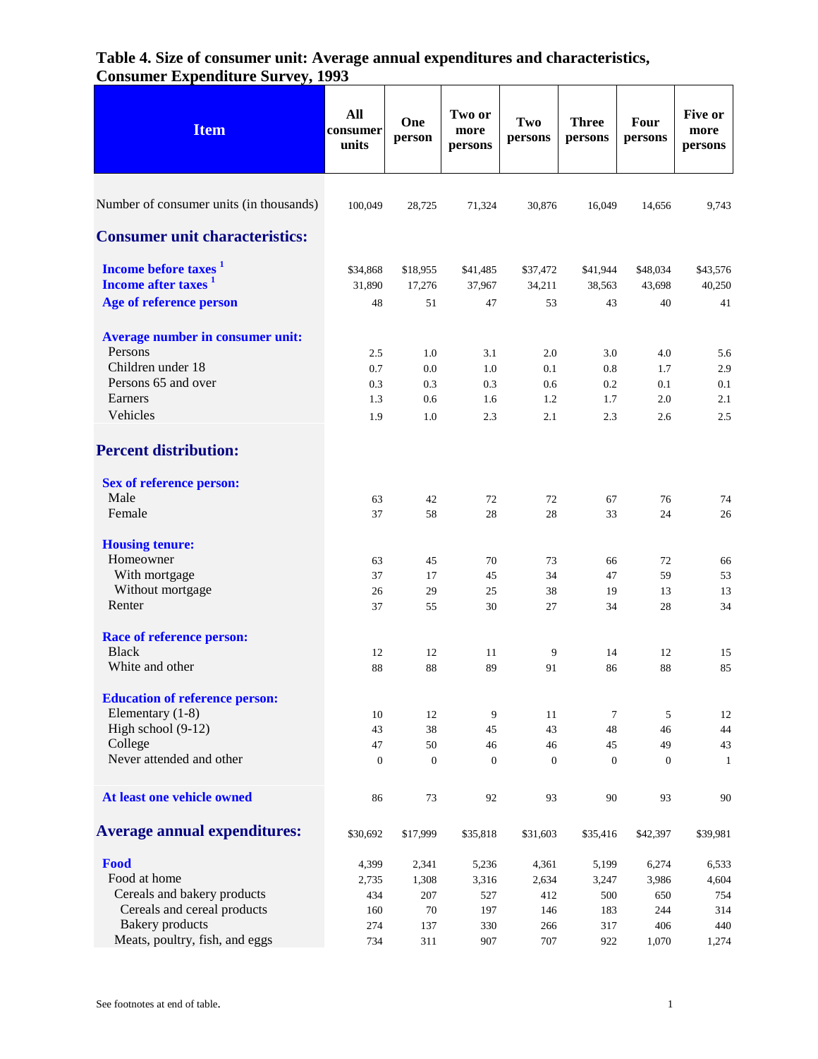# Table 4. Size of consumer unit: Average annual expenditures and characteristics, Consumer Expenditure Survey, 1993

| Item | All consumer units | One person | Two or more persons | Two persons | Three persons | Four persons | Five or more persons |
|---|---|---|---|---|---|---|---|
| Number of consumer units (in thousands) | 100,049 | 28,725 | 71,324 | 30,876 | 16,049 | 14,656 | 9,743 |
| **Consumer unit characteristics:** | | | | | | | |
| **Income before taxes** [1] | $34,868 | $18,955 | $41,485 | $37,472 | $41,944 | $48,034 | $43,576 |
| **Income after taxes** [1] | 31,890 | 17,276 | 37,967 | 34,211 | 38,563 | 43,698 | 40,250 |
| **Age of reference person** | 48 | 51 | 47 | 53 | 43 | 40 | 41 |
| **Average number in consumer unit:** | | | | | | | |
| Persons | 2.5 | 1.0 | 3.1 | 2.0 | 3.0 | 4.0 | 5.6 |
| Children under 18 | 0.7 | 0.0 | 1.0 | 0.1 | 0.8 | 1.7 | 2.9 |
| Persons 65 and over | 0.3 | 0.3 | 0.3 | 0.6 | 0.2 | 0.1 | 0.1 |
| Earners | 1.3 | 0.6 | 1.6 | 1.2 | 1.7 | 2.0 | 2.1 |
| Vehicles | 1.9 | 1.0 | 2.3 | 2.1 | 2.3 | 2.6 | 2.5 |
| **Percent distribution:** | | | | | | | |
| **Sex of reference person:** | | | | | | | |
| Male | 63 | 42 | 72 | 72 | 67 | 76 | 74 |
| Female | 37 | 58 | 28 | 28 | 33 | 24 | 26 |
| **Housing tenure:** | | | | | | | |
| Homeowner | 63 | 45 | 70 | 73 | 66 | 72 | 66 |
| With mortgage | 37 | 17 | 45 | 34 | 47 | 59 | 53 |
| Without mortgage | 26 | 29 | 25 | 38 | 19 | 13 | 13 |
| Renter | 37 | 55 | 30 | 27 | 34 | 28 | 34 |
| **Race of reference person:** | | | | | | | |
| Black | 12 | 12 | 11 | 9 | 14 | 12 | 15 |
| White and other | 88 | 88 | 89 | 91 | 86 | 88 | 85 |
| **Education of reference person:** | | | | | | | |
| Elementary (1-8) | 10 | 12 | 9 | 11 | 7 | 5 | 12 |
| High school (9-12) | 43 | 38 | 45 | 43 | 48 | 46 | 44 |
| College | 47 | 50 | 46 | 46 | 45 | 49 | 43 |
| Never attended and other | 0 | 0 | 0 | 0 | 0 | 0 | 1 |
| **At least one vehicle owned** | 86 | 73 | 92 | 93 | 90 | 93 | 90 |
| **Average annual expenditures:** | $30,692 | $17,999 | $35,818 | $31,603 | $35,416 | $42,397 | $39,981 |
| **Food** | 4,399 | 2,341 | 5,236 | 4,361 | 5,199 | 6,274 | 6,533 |
| Food at home | 2,735 | 1,308 | 3,316 | 2,634 | 3,247 | 3,986 | 4,604 |
| Cereals and bakery products | 434 | 207 | 527 | 412 | 500 | 650 | 754 |
| Cereals and cereal products | 160 | 70 | 197 | 146 | 183 | 244 | 314 |
| Bakery products | 274 | 137 | 330 | 266 | 317 | 406 | 440 |
| Meats, poultry, fish, and eggs | 734 | 311 | 907 | 707 | 922 | 1,070 | 1,274 |

See footnotes at end of table.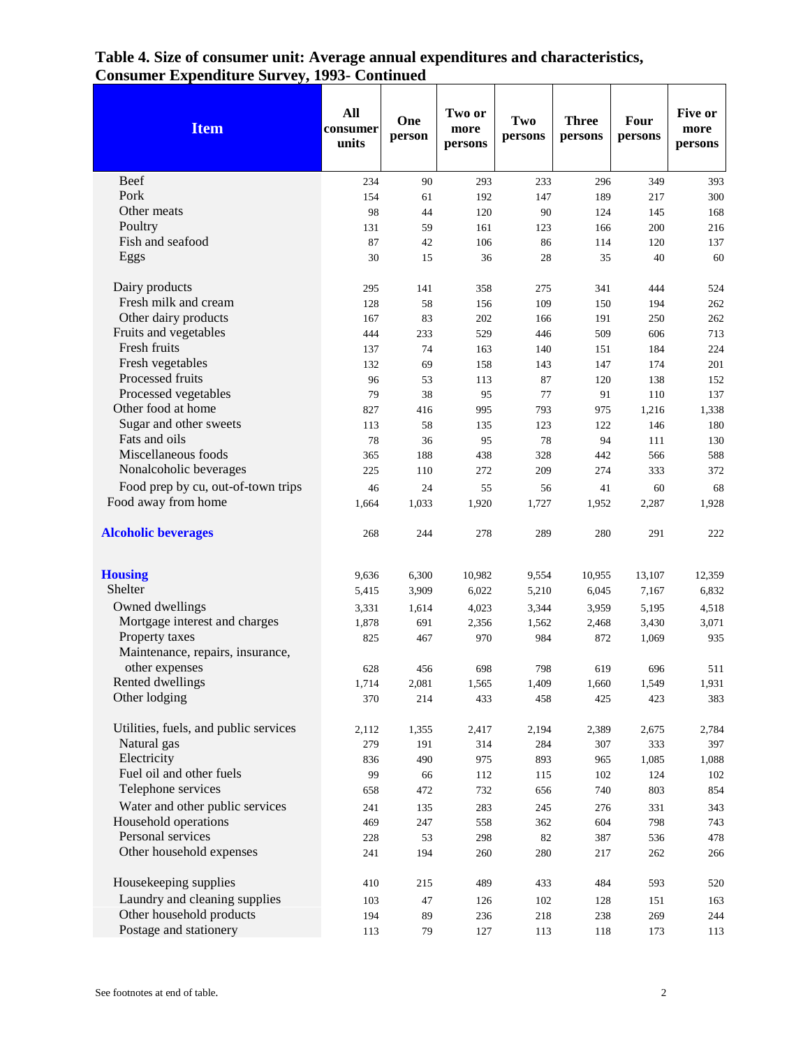# Table 4. Size of consumer unit: Average annual expenditures and characteristics, Consumer Expenditure Survey, 1993- Continued

| Item | All consumer units | One person | Two or more persons | Two persons | Three persons | Four persons | Five or more persons |
|---|---|---|---|---|---|---|---|
| Beef | 234 | 90 | 293 | 233 | 296 | 349 | 393 |
| Pork | 154 | 61 | 192 | 147 | 189 | 217 | 300 |
| Other meats | 98 | 44 | 120 | 90 | 124 | 145 | 168 |
| Poultry | 131 | 59 | 161 | 123 | 166 | 200 | 216 |
| Fish and seafood | 87 | 42 | 106 | 86 | 114 | 120 | 137 |
| Eggs | 30 | 15 | 36 | 28 | 35 | 40 | 60 |
| Dairy products | 295 | 141 | 358 | 275 | 341 | 444 | 524 |
| Fresh milk and cream | 128 | 58 | 156 | 109 | 150 | 194 | 262 |
| Other dairy products | 167 | 83 | 202 | 166 | 191 | 250 | 262 |
| Fruits and vegetables | 444 | 233 | 529 | 446 | 509 | 606 | 713 |
| Fresh fruits | 137 | 74 | 163 | 140 | 151 | 184 | 224 |
| Fresh vegetables | 132 | 69 | 158 | 143 | 147 | 174 | 201 |
| Processed fruits | 96 | 53 | 113 | 87 | 120 | 138 | 152 |
| Processed vegetables | 79 | 38 | 95 | 77 | 91 | 110 | 137 |
| Other food at home | 827 | 416 | 995 | 793 | 975 | 1,216 | 1,338 |
| Sugar and other sweets | 113 | 58 | 135 | 123 | 122 | 146 | 180 |
| Fats and oils | 78 | 36 | 95 | 78 | 94 | 111 | 130 |
| Miscellaneous foods | 365 | 188 | 438 | 328 | 442 | 566 | 588 |
| Nonalcoholic beverages | 225 | 110 | 272 | 209 | 274 | 333 | 372 |
| Food prep by cu, out-of-town trips | 46 | 24 | 55 | 56 | 41 | 60 | 68 |
| Food away from home | 1,664 | 1,033 | 1,920 | 1,727 | 1,952 | 2,287 | 1,928 |
| **Alcoholic beverages** | 268 | 244 | 278 | 289 | 280 | 291 | 222 |
| **Housing** | 9,636 | 6,300 | 10,982 | 9,554 | 10,955 | 13,107 | 12,359 |
| Shelter | 5,415 | 3,909 | 6,022 | 5,210 | 6,045 | 7,167 | 6,832 |
| Owned dwellings | 3,331 | 1,614 | 4,023 | 3,344 | 3,959 | 5,195 | 4,518 |
| Mortgage interest and charges | 1,878 | 691 | 2,356 | 1,562 | 2,468 | 3,430 | 3,071 |
| Property taxes | 825 | 467 | 970 | 984 | 872 | 1,069 | 935 |
| Maintenance, repairs, insurance, other expenses | 628 | 456 | 698 | 798 | 619 | 696 | 511 |
| Rented dwellings | 1,714 | 2,081 | 1,565 | 1,409 | 1,660 | 1,549 | 1,931 |
| Other lodging | 370 | 214 | 433 | 458 | 425 | 423 | 383 |
| Utilities, fuels, and public services | 2,112 | 1,355 | 2,417 | 2,194 | 2,389 | 2,675 | 2,784 |
| Natural gas | 279 | 191 | 314 | 284 | 307 | 333 | 397 |
| Electricity | 836 | 490 | 975 | 893 | 965 | 1,085 | 1,088 |
| Fuel oil and other fuels | 99 | 66 | 112 | 115 | 102 | 124 | 102 |
| Telephone services | 658 | 472 | 732 | 656 | 740 | 803 | 854 |
| Water and other public services | 241 | 135 | 283 | 245 | 276 | 331 | 343 |
| Household operations | 469 | 247 | 558 | 362 | 604 | 798 | 743 |
| Personal services | 228 | 53 | 298 | 82 | 387 | 536 | 478 |
| Other household expenses | 241 | 194 | 260 | 280 | 217 | 262 | 266 |
| Housekeeping supplies | 410 | 215 | 489 | 433 | 484 | 593 | 520 |
| Laundry and cleaning supplies | 103 | 47 | 126 | 102 | 128 | 151 | 163 |
| Other household products | 194 | 89 | 236 | 218 | 238 | 269 | 244 |
| Postage and stationery | 113 | 79 | 127 | 113 | 118 | 173 | 113 |

See footnotes at end of table.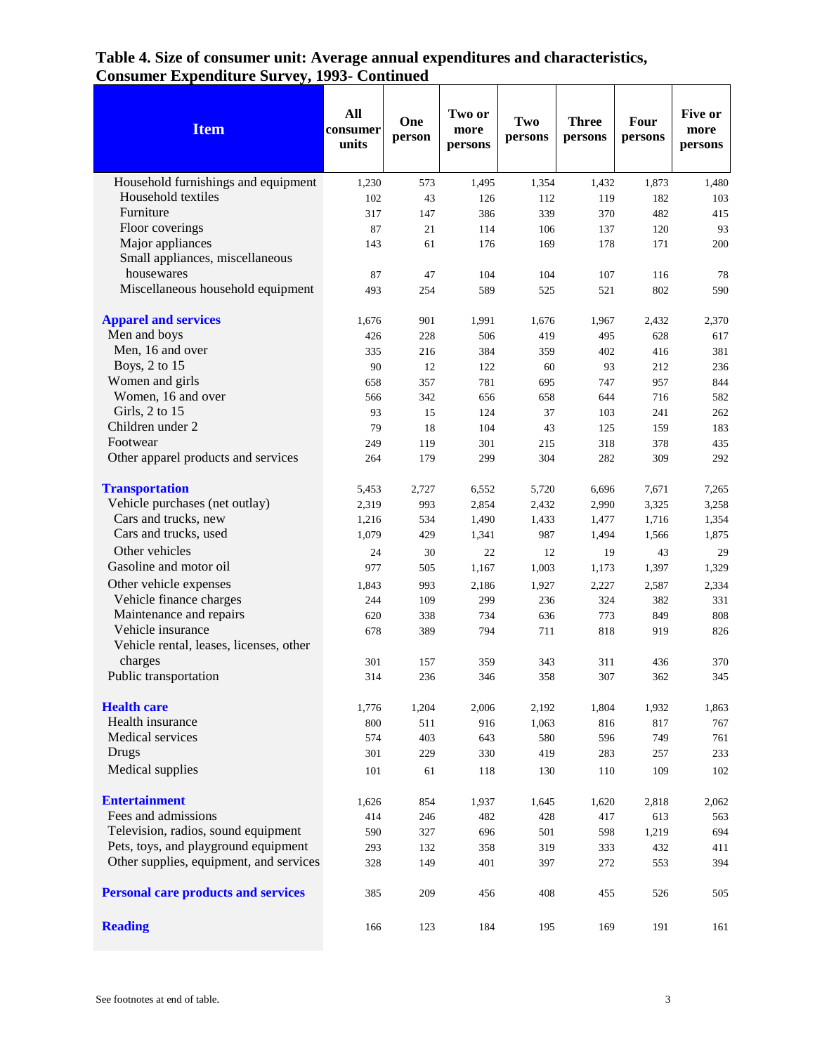# Table 4. Size of consumer unit: Average annual expenditures and characteristics, Consumer Expenditure Survey, 1993- Continued

| Item | All consumer units | One person | Two or more persons | Two persons | Three persons | Four persons | Five or more persons |
|---|---|---|---|---|---|---|---|
| Household furnishings and equipment | 1,230 | 573 | 1,495 | 1,354 | 1,432 | 1,873 | 1,480 |
| Household textiles | 102 | 43 | 126 | 112 | 119 | 182 | 103 |
| Furniture | 317 | 147 | 386 | 339 | 370 | 482 | 415 |
| Floor coverings | 87 | 21 | 114 | 106 | 137 | 120 | 93 |
| Major appliances | 143 | 61 | 176 | 169 | 178 | 171 | 200 |
| Small appliances, miscellaneous housewares | 87 | 47 | 104 | 104 | 107 | 116 | 78 |
| Miscellaneous household equipment | 493 | 254 | 589 | 525 | 521 | 802 | 590 |
| **Apparel and services** | 1,676 | 901 | 1,991 | 1,676 | 1,967 | 2,432 | 2,370 |
| Men and boys | 426 | 228 | 506 | 419 | 495 | 628 | 617 |
| Men, 16 and over | 335 | 216 | 384 | 359 | 402 | 416 | 381 |
| Boys, 2 to 15 | 90 | 12 | 122 | 60 | 93 | 212 | 236 |
| Women and girls | 658 | 357 | 781 | 695 | 747 | 957 | 844 |
| Women, 16 and over | 566 | 342 | 656 | 658 | 644 | 716 | 582 |
| Girls, 2 to 15 | 93 | 15 | 124 | 37 | 103 | 241 | 262 |
| Children under 2 | 79 | 18 | 104 | 43 | 125 | 159 | 183 |
| Footwear | 249 | 119 | 301 | 215 | 318 | 378 | 435 |
| Other apparel products and services | 264 | 179 | 299 | 304 | 282 | 309 | 292 |
| **Transportation** | 5,453 | 2,727 | 6,552 | 5,720 | 6,696 | 7,671 | 7,265 |
| Vehicle purchases (net outlay) | 2,319 | 993 | 2,854 | 2,432 | 2,990 | 3,325 | 3,258 |
| Cars and trucks, new | 1,216 | 534 | 1,490 | 1,433 | 1,477 | 1,716 | 1,354 |
| Cars and trucks, used | 1,079 | 429 | 1,341 | 987 | 1,494 | 1,566 | 1,875 |
| Other vehicles | 24 | 30 | 22 | 12 | 19 | 43 | 29 |
| Gasoline and motor oil | 977 | 505 | 1,167 | 1,003 | 1,173 | 1,397 | 1,329 |
| Other vehicle expenses | 1,843 | 993 | 2,186 | 1,927 | 2,227 | 2,587 | 2,334 |
| Vehicle finance charges | 244 | 109 | 299 | 236 | 324 | 382 | 331 |
| Maintenance and repairs | 620 | 338 | 734 | 636 | 773 | 849 | 808 |
| Vehicle insurance | 678 | 389 | 794 | 711 | 818 | 919 | 826 |
| Vehicle rental, leases, licenses, other charges | 301 | 157 | 359 | 343 | 311 | 436 | 370 |
| Public transportation | 314 | 236 | 346 | 358 | 307 | 362 | 345 |
| **Health care** | 1,776 | 1,204 | 2,006 | 2,192 | 1,804 | 1,932 | 1,863 |
| Health insurance | 800 | 511 | 916 | 1,063 | 816 | 817 | 767 |
| Medical services | 574 | 403 | 643 | 580 | 596 | 749 | 761 |
| Drugs | 301 | 229 | 330 | 419 | 283 | 257 | 233 |
| Medical supplies | 101 | 61 | 118 | 130 | 110 | 109 | 102 |
| **Entertainment** | 1,626 | 854 | 1,937 | 1,645 | 1,620 | 2,818 | 2,062 |
| Fees and admissions | 414 | 246 | 482 | 428 | 417 | 613 | 563 |
| Television, radios, sound equipment | 590 | 327 | 696 | 501 | 598 | 1,219 | 694 |
| Pets, toys, and playground equipment | 293 | 132 | 358 | 319 | 333 | 432 | 411 |
| Other supplies, equipment, and services | 328 | 149 | 401 | 397 | 272 | 553 | 394 |
| **Personal care products and services** | 385 | 209 | 456 | 408 | 455 | 526 | 505 |
| **Reading** | 166 | 123 | 184 | 195 | 169 | 191 | 161 |

See footnotes at end of table.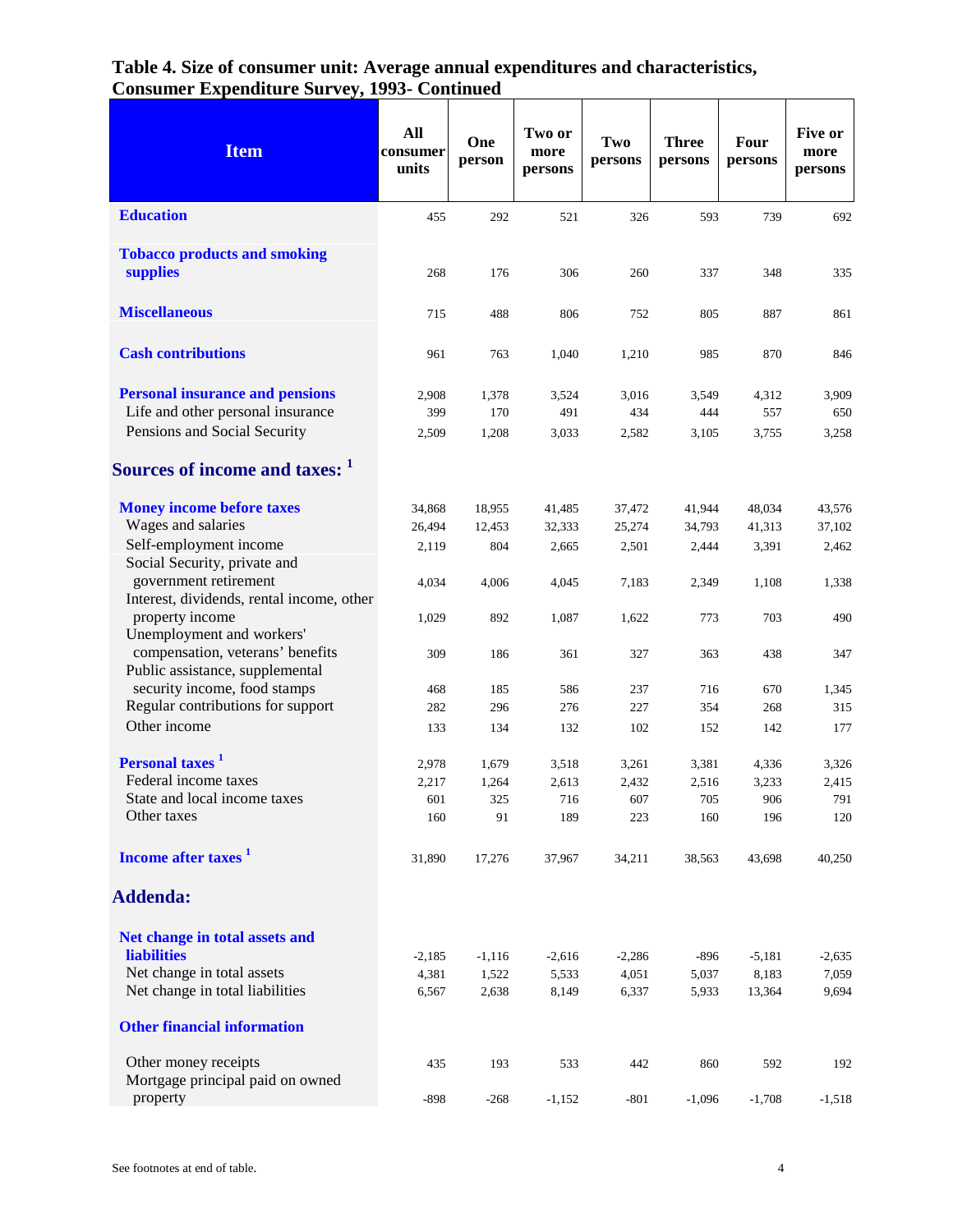## Table 4. Size of consumer unit: Average annual expenditures and characteristics, Consumer Expenditure Survey, 1993- Continued

| Item | All consumer units | One person | Two or more persons | Two persons | Three persons | Four persons | Five or more persons |
|---|---|---|---|---|---|---|---|
| **Education** | 455 | 292 | 521 | 326 | 593 | 739 | 692 |
| **Tobacco products and smoking supplies** | 268 | 176 | 306 | 260 | 337 | 348 | 335 |
| **Miscellaneous** | 715 | 488 | 806 | 752 | 805 | 887 | 861 |
| **Cash contributions** | 961 | 763 | 1,040 | 1,210 | 985 | 870 | 846 |
| **Personal insurance and pensions** | 2,908 | 1,378 | 3,524 | 3,016 | 3,549 | 4,312 | 3,909 |
| Life and other personal insurance | 399 | 170 | 491 | 434 | 444 | 557 | 650 |
| Pensions and Social Security | 2,509 | 1,208 | 3,033 | 2,582 | 3,105 | 3,755 | 3,258 |
| **Sources of income and taxes: [1]** | | | | | | | |
| **Money income before taxes** | 34,868 | 18,955 | 41,485 | 37,472 | 41,944 | 48,034 | 43,576 |
| Wages and salaries | 26,494 | 12,453 | 32,333 | 25,274 | 34,793 | 41,313 | 37,102 |
| Self-employment income | 2,119 | 804 | 2,665 | 2,501 | 2,444 | 3,391 | 2,462 |
| Social Security, private and government retirement | 4,034 | 4,006 | 4,045 | 7,183 | 2,349 | 1,108 | 1,338 |
| Interest, dividends, rental income, other property income | 1,029 | 892 | 1,087 | 1,622 | 773 | 703 | 490 |
| Unemployment and workers' compensation, veterans' benefits | 309 | 186 | 361 | 327 | 363 | 438 | 347 |
| Public assistance, supplemental security income, food stamps | 468 | 185 | 586 | 237 | 716 | 670 | 1,345 |
| Regular contributions for support | 282 | 296 | 276 | 227 | 354 | 268 | 315 |
| Other income | 133 | 134 | 132 | 102 | 152 | 142 | 177 |
| **Personal taxes [1]** | 2,978 | 1,679 | 3,518 | 3,261 | 3,381 | 4,336 | 3,326 |
| Federal income taxes | 2,217 | 1,264 | 2,613 | 2,432 | 2,516 | 3,233 | 2,415 |
| State and local income taxes | 601 | 325 | 716 | 607 | 705 | 906 | 791 |
| Other taxes | 160 | 91 | 189 | 223 | 160 | 196 | 120 |
| **Income after taxes [1]** | 31,890 | 17,276 | 37,967 | 34,211 | 38,563 | 43,698 | 40,250 |
| **Addenda:** | | | | | | | |
| **Net change in total assets and liabilities** | -2,185 | -1,116 | -2,616 | -2,286 | -896 | -5,181 | -2,635 |
| Net change in total assets | 4,381 | 1,522 | 5,533 | 4,051 | 5,037 | 8,183 | 7,059 |
| Net change in total liabilities | 6,567 | 2,638 | 8,149 | 6,337 | 5,933 | 13,364 | 9,694 |
| **Other financial information** | | | | | | | |
| Other money receipts | 435 | 193 | 533 | 442 | 860 | 592 | 192 |
| Mortgage principal paid on owned property | -898 | -268 | -1,152 | -801 | -1,096 | -1,708 | -1,518 |

See footnotes at end of table.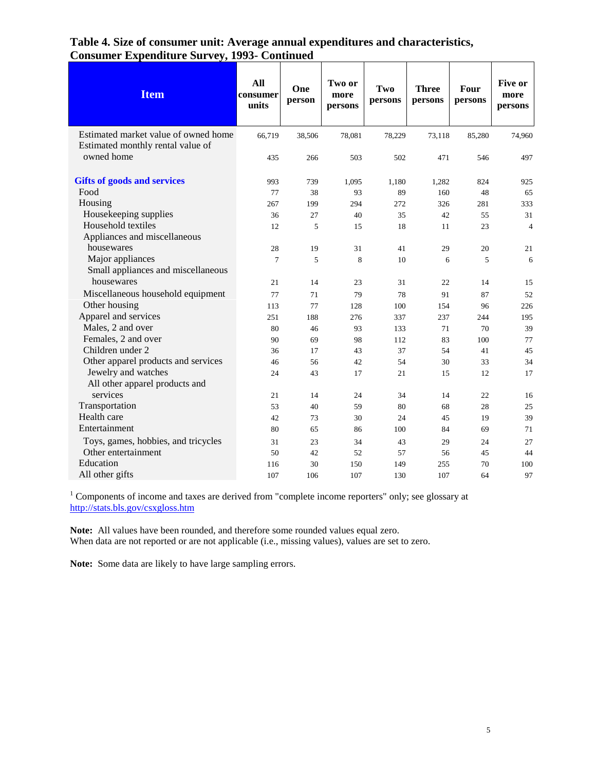## Table 4. Size of consumer unit: Average annual expenditures and characteristics, Consumer Expenditure Survey, 1993- Continued

| Item | All consumer units | One person | Two or more persons | Two persons | Three persons | Four persons | Five or more persons |
|---|---|---|---|---|---|---|---|
| Estimated market value of owned home | 66,719 | 38,506 | 78,081 | 78,229 | 73,118 | 85,280 | 74,960 |
| Estimated monthly rental value of owned home | 435 | 266 | 503 | 502 | 471 | 546 | 497 |
| **Gifts of goods and services** | 993 | 739 | 1,095 | 1,180 | 1,282 | 824 | 925 |
| Food | 77 | 38 | 93 | 89 | 160 | 48 | 65 |
| Housing | 267 | 199 | 294 | 272 | 326 | 281 | 333 |
| Housekeeping supplies | 36 | 27 | 40 | 35 | 42 | 55 | 31 |
| Household textiles | 12 | 5 | 15 | 18 | 11 | 23 | 4 |
| Appliances and miscellaneous housewares | 28 | 19 | 31 | 41 | 29 | 20 | 21 |
| Major appliances | 7 | 5 | 8 | 10 | 6 | 5 | 6 |
| Small appliances and miscellaneous housewares | 21 | 14 | 23 | 31 | 22 | 14 | 15 |
| Miscellaneous household equipment | 77 | 71 | 79 | 78 | 91 | 87 | 52 |
| Other housing | 113 | 77 | 128 | 100 | 154 | 96 | 226 |
| Apparel and services | 251 | 188 | 276 | 337 | 237 | 244 | 195 |
| Males, 2 and over | 80 | 46 | 93 | 133 | 71 | 70 | 39 |
| Females, 2 and over | 90 | 69 | 98 | 112 | 83 | 100 | 77 |
| Children under 2 | 36 | 17 | 43 | 37 | 54 | 41 | 45 |
| Other apparel products and services | 46 | 56 | 42 | 54 | 30 | 33 | 34 |
| Jewelry and watches | 24 | 43 | 17 | 21 | 15 | 12 | 17 |
| All other apparel products and services | 21 | 14 | 24 | 34 | 14 | 22 | 16 |
| Transportation | 53 | 40 | 59 | 80 | 68 | 28 | 25 |
| Health care | 42 | 73 | 30 | 24 | 45 | 19 | 39 |
| Entertainment | 80 | 65 | 86 | 100 | 84 | 69 | 71 |
| Toys, games, hobbies, and tricycles | 31 | 23 | 34 | 43 | 29 | 24 | 27 |
| Other entertainment | 50 | 42 | 52 | 57 | 56 | 45 | 44 |
| Education | 116 | 30 | 150 | 149 | 255 | 70 | 100 |
| All other gifts | 107 | 106 | 107 | 130 | 107 | 64 | 97 |

[1] Components of income and taxes are derived from "complete income reporters" only; see glossary at http://stats.bls.gov/csxgloss.htm

**Note:** All values have been rounded, and therefore some rounded values equal zero.
When data are not reported or are not applicable (i.e., missing values), values are set to zero.

**Note:** Some data are likely to have large sampling errors.